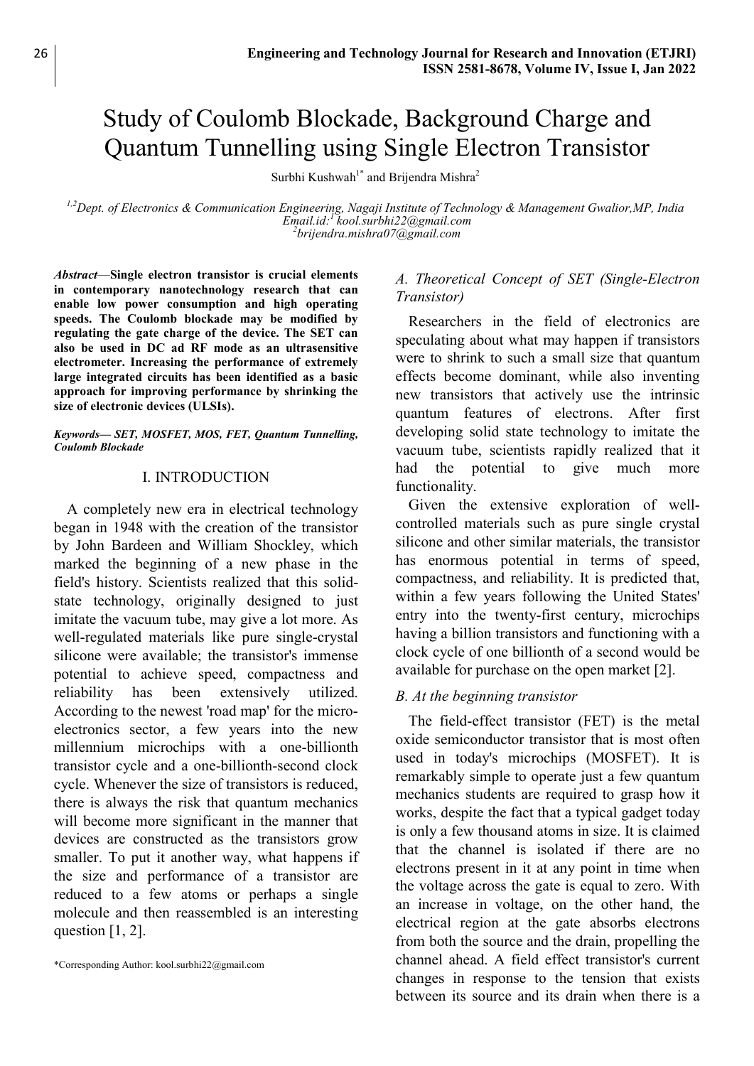# Study of Coulomb Blockade, Background Charge and Quantum Tunnelling using Single Electron Transistor

Surbhi Kushwah[1*] and Brijendra Mishra[2]

[1,2]*Dept. of Electronics & Communication Engineering, Nagaji Institute of Technology & Management Gwalior,MP, India*
*Email.id:[1] kool.surbhi22@gmail.com*
*[2]brijendra.mishra07@gmail.com*

***Abstract*****—Single electron transistor is crucial elements in contemporary nanotechnology research that can enable low power consumption and high operating speeds. The Coulomb blockade may be modified by regulating the gate charge of the device. The SET can also be used in DC ad RF mode as an ultrasensitive electrometer. Increasing the performance of extremely large integrated circuits has been identified as a basic approach for improving performance by shrinking the size of electronic devices (ULSIs).**

***Keywords— SET, MOSFET, MOS, FET, Quantum Tunnelling, Coulomb Blockade***

## I. INTRODUCTION

A completely new era in electrical technology began in 1948 with the creation of the transistor by John Bardeen and William Shockley, which marked the beginning of a new phase in the field's history. Scientists realized that this solid-state technology, originally designed to just imitate the vacuum tube, may give a lot more. As well-regulated materials like pure single-crystal silicone were available; the transistor's immense potential to achieve speed, compactness and reliability has been extensively utilized. According to the newest 'road map' for the micro-electronics sector, a few years into the new millennium microchips with a one-billionth transistor cycle and a one-billionth-second clock cycle. Whenever the size of transistors is reduced, there is always the risk that quantum mechanics will become more significant in the manner that devices are constructed as the transistors grow smaller. To put it another way, what happens if the size and performance of a transistor are reduced to a few atoms or perhaps a single molecule and then reassembled is an interesting question [1, 2].

### *A. Theoretical Concept of SET (Single-Electron Transistor)*

Researchers in the field of electronics are speculating about what may happen if transistors were to shrink to such a small size that quantum effects become dominant, while also inventing new transistors that actively use the intrinsic quantum features of electrons. After first developing solid state technology to imitate the vacuum tube, scientists rapidly realized that it had the potential to give much more functionality.

Given the extensive exploration of well-controlled materials such as pure single crystal silicone and other similar materials, the transistor has enormous potential in terms of speed, compactness, and reliability. It is predicted that, within a few years following the United States' entry into the twenty-first century, microchips having a billion transistors and functioning with a clock cycle of one billionth of a second would be available for purchase on the open market [2].

### *B. At the beginning transistor*

The field-effect transistor (FET) is the metal oxide semiconductor transistor that is most often used in today's microchips (MOSFET). It is remarkably simple to operate just a few quantum mechanics students are required to grasp how it works, despite the fact that a typical gadget today is only a few thousand atoms in size. It is claimed that the channel is isolated if there are no electrons present in it at any point in time when the voltage across the gate is equal to zero. With an increase in voltage, on the other hand, the electrical region at the gate absorbs electrons from both the source and the drain, propelling the channel ahead. A field effect transistor's current changes in response to the tension that exists between its source and its drain when there is a

*Corresponding Author: kool.surbhi22@gmail.com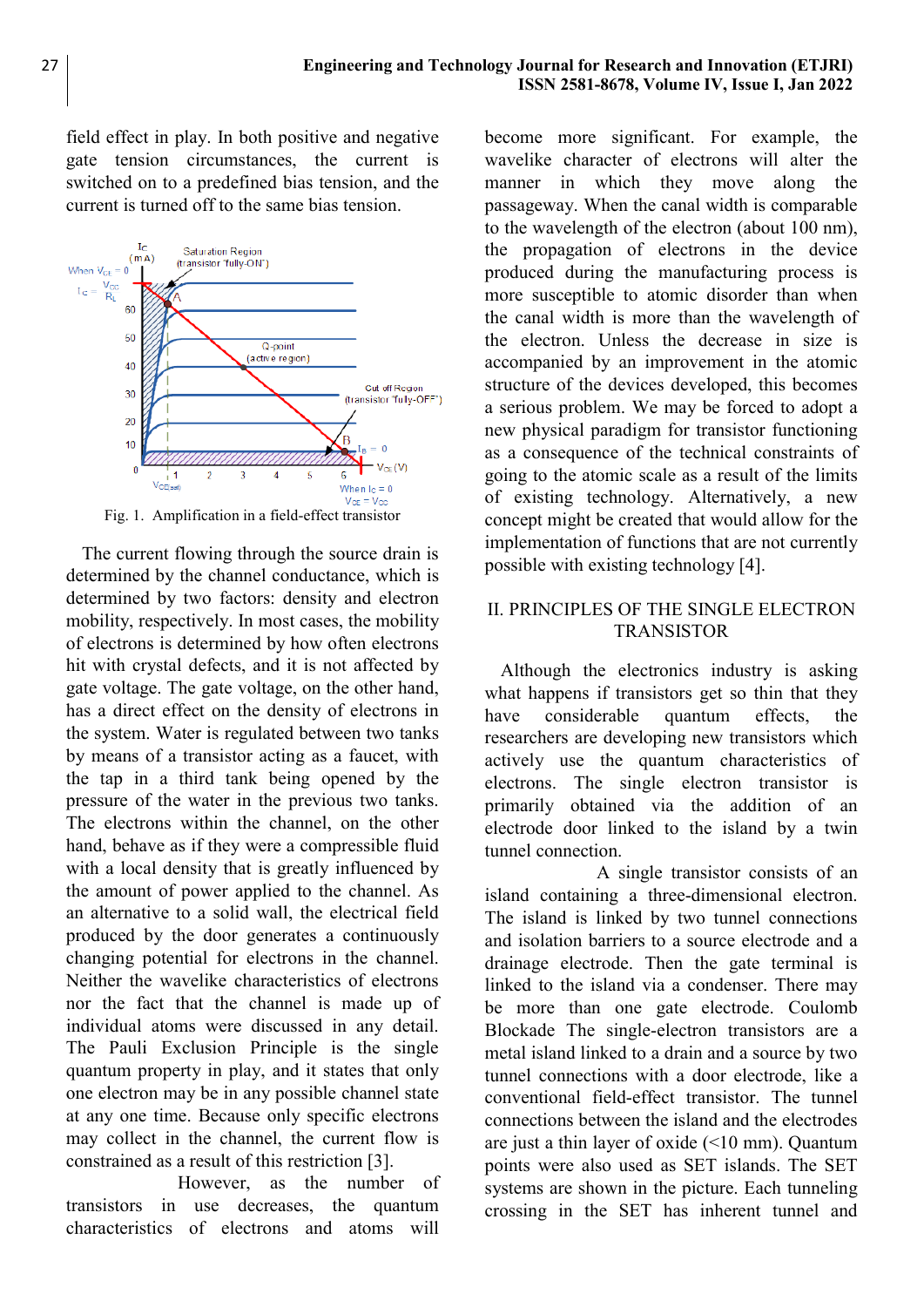field effect in play. In both positive and negative gate tension circumstances, the current is switched on to a predefined bias tension, and the current is turned off to the same bias tension.

Fig. 1. Amplification in a field-effect transistor

The current flowing through the source drain is determined by the channel conductance, which is determined by two factors: density and electron mobility, respectively. In most cases, the mobility of electrons is determined by how often electrons hit with crystal defects, and it is not affected by gate voltage. The gate voltage, on the other hand, has a direct effect on the density of electrons in the system. Water is regulated between two tanks by means of a transistor acting as a faucet, with the tap in a third tank being opened by the pressure of the water in the previous two tanks. The electrons within the channel, on the other hand, behave as if they were a compressible fluid with a local density that is greatly influenced by the amount of power applied to the channel. As an alternative to a solid wall, the electrical field produced by the door generates a continuously changing potential for electrons in the channel. Neither the wavelike characteristics of electrons nor the fact that the channel is made up of individual atoms were discussed in any detail. The Pauli Exclusion Principle is the single quantum property in play, and it states that only one electron may be in any possible channel state at any one time. Because only specific electrons may collect in the channel, the current flow is constrained as a result of this restriction [3].

However, as the number of transistors in use decreases, the quantum characteristics of electrons and atoms will become more significant. For example, the wavelike character of electrons will alter the manner in which they move along the passageway. When the canal width is comparable to the wavelength of the electron (about 100 nm), the propagation of electrons in the device produced during the manufacturing process is more susceptible to atomic disorder than when the canal width is more than the wavelength of the electron. Unless the decrease in size is accompanied by an improvement in the atomic structure of the devices developed, this becomes a serious problem. We may be forced to adopt a new physical paradigm for transistor functioning as a consequence of the technical constraints of going to the atomic scale as a result of the limits of existing technology. Alternatively, a new concept might be created that would allow for the implementation of functions that are not currently possible with existing technology [4].

## II. PRINCIPLES OF THE SINGLE ELECTRON TRANSISTOR

Although the electronics industry is asking what happens if transistors get so thin that they have considerable quantum effects, the researchers are developing new transistors which actively use the quantum characteristics of electrons. The single electron transistor is primarily obtained via the addition of an electrode door linked to the island by a twin tunnel connection.

A single transistor consists of an island containing a three-dimensional electron. The island is linked by two tunnel connections and isolation barriers to a source electrode and a drainage electrode. Then the gate terminal is linked to the island via a condenser. There may be more than one gate electrode. Coulomb Blockade The single-electron transistors are a metal island linked to a drain and a source by two tunnel connections with a door electrode, like a conventional field-effect transistor. The tunnel connections between the island and the electrodes are just a thin layer of oxide (<10 mm). Quantum points were also used as SET islands. The SET systems are shown in the picture. Each tunneling crossing in the SET has inherent tunnel and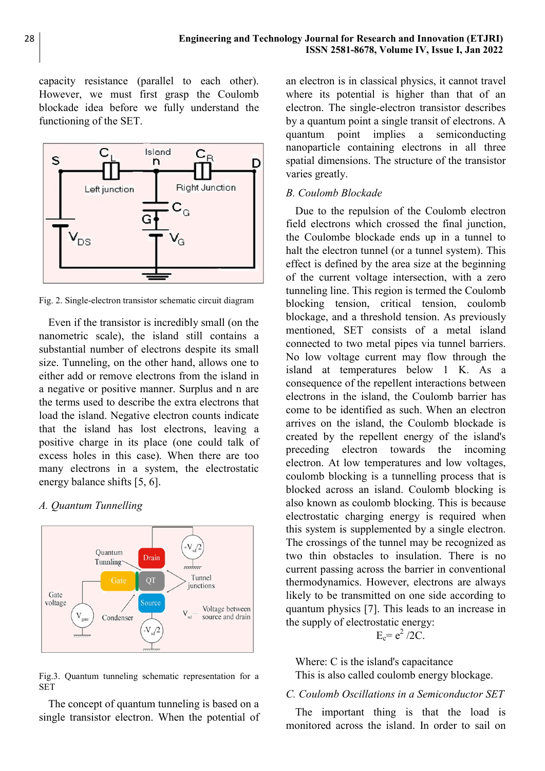capacity resistance (parallel to each other). However, we must first grasp the Coulomb blockade idea before we fully understand the functioning of the SET.

Fig. 2. Single-electron transistor schematic circuit diagram

Even if the transistor is incredibly small (on the nanometric scale), the island still contains a substantial number of electrons despite its small size. Tunneling, on the other hand, allows one to either add or remove electrons from the island in a negative or positive manner. Surplus and n are the terms used to describe the extra electrons that load the island. Negative electron counts indicate that the island has lost electrons, leaving a positive charge in its place (one could talk of excess holes in this case). When there are too many electrons in a system, the electrostatic energy balance shifts [5, 6].

### *A. Quantum Tunnelling*

Fig.3. Quantum tunneling schematic representation for a SET

The concept of quantum tunneling is based on a single transistor electron. When the potential of an electron is in classical physics, it cannot travel where its potential is higher than that of an electron. The single-electron transistor describes by a quantum point a single transit of electrons. A quantum point implies a semiconducting nanoparticle containing electrons in all three spatial dimensions. The structure of the transistor varies greatly.

### *B. Coulomb Blockade*

Due to the repulsion of the Coulomb electron field electrons which crossed the final junction, the Coulombe blockade ends up in a tunnel to halt the electron tunnel (or a tunnel system). This effect is defined by the area size at the beginning of the current voltage intersection, with a zero tunneling line. This region is termed the Coulomb blocking tension, critical tension, coulomb blockage, and a threshold tension. As previously mentioned, SET consists of a metal island connected to two metal pipes via tunnel barriers. No low voltage current may flow through the island at temperatures below 1 K. As a consequence of the repellent interactions between electrons in the island, the Coulomb barrier has come to be identified as such. When an electron arrives on the island, the Coulomb blockade is created by the repellent energy of the island's preceding electron towards the incoming electron. At low temperatures and low voltages, coulomb blocking is a tunnelling process that is blocked across an island. Coulomb blocking is also known as coulomb blocking. This is because electrostatic charging energy is required when this system is supplemented by a single electron. The crossings of the tunnel may be recognized as two thin obstacles to insulation. There is no current passing across the barrier in conventional thermodynamics. However, electrons are always likely to be transmitted on one side according to quantum physics [7]. This leads to an increase in the supply of electrostatic energy:

$$E_c = e^2 /2C.$$

Where: C is the island's capacitance

This is also called coulomb energy blockage.

### *C. Coulomb Oscillations in a Semiconductor SET*

The important thing is that the load is monitored across the island. In order to sail on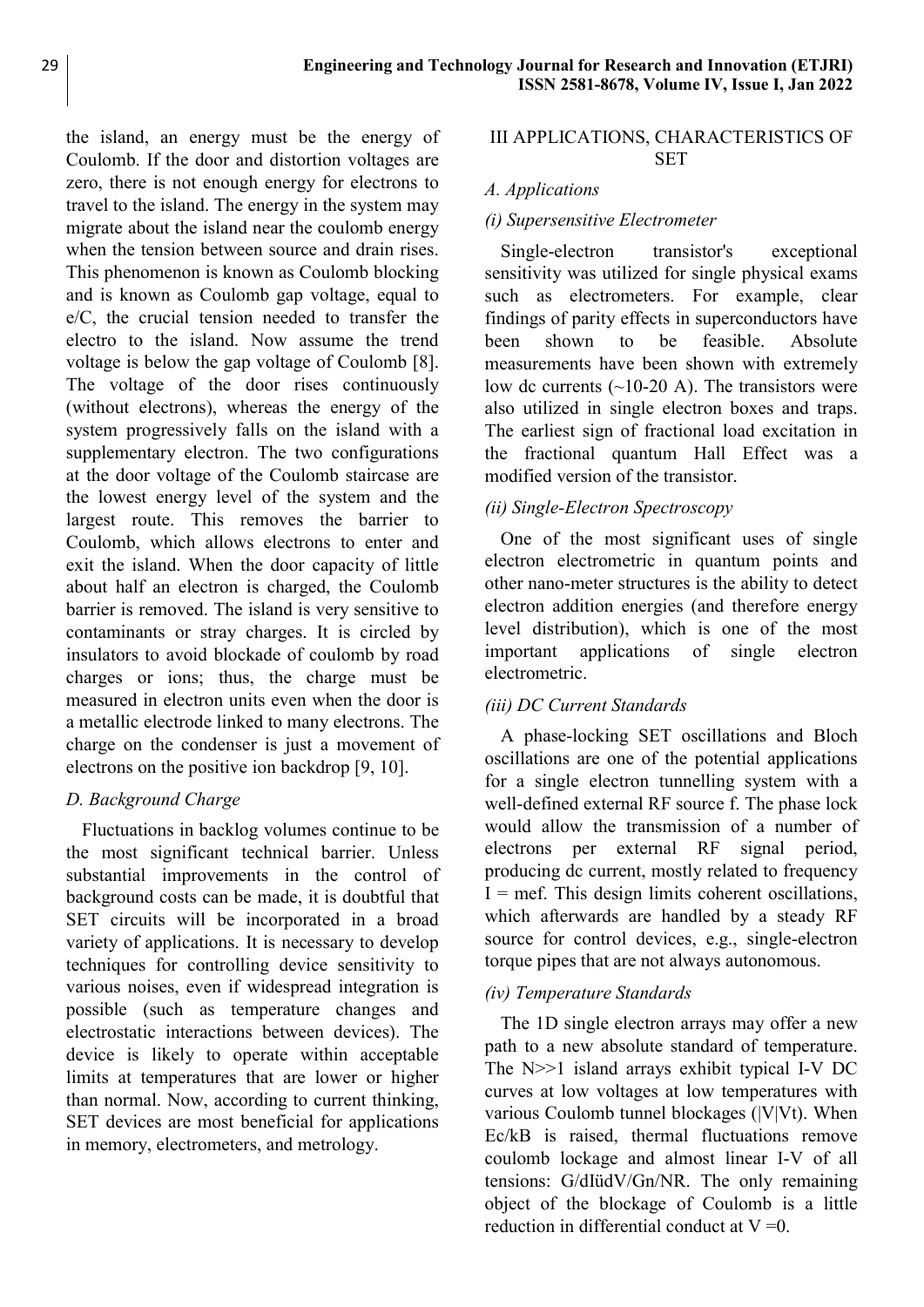the island, an energy must be the energy of Coulomb. If the door and distortion voltages are zero, there is not enough energy for electrons to travel to the island. The energy in the system may migrate about the island near the coulomb energy when the tension between source and drain rises. This phenomenon is known as Coulomb blocking and is known as Coulomb gap voltage, equal to e/C, the crucial tension needed to transfer the electro to the island. Now assume the trend voltage is below the gap voltage of Coulomb [8]. The voltage of the door rises continuously (without electrons), whereas the energy of the system progressively falls on the island with a supplementary electron. The two configurations at the door voltage of the Coulomb staircase are the lowest energy level of the system and the largest route. This removes the barrier to Coulomb, which allows electrons to enter and exit the island. When the door capacity of little about half an electron is charged, the Coulomb barrier is removed. The island is very sensitive to contaminants or stray charges. It is circled by insulators to avoid blockade of coulomb by road charges or ions; thus, the charge must be measured in electron units even when the door is a metallic electrode linked to many electrons. The charge on the condenser is just a movement of electrons on the positive ion backdrop [9, 10].

### *D. Background Charge*

Fluctuations in backlog volumes continue to be the most significant technical barrier. Unless substantial improvements in the control of background costs can be made, it is doubtful that SET circuits will be incorporated in a broad variety of applications. It is necessary to develop techniques for controlling device sensitivity to various noises, even if widespread integration is possible (such as temperature changes and electrostatic interactions between devices). The device is likely to operate within acceptable limits at temperatures that are lower or higher than normal. Now, according to current thinking, SET devices are most beneficial for applications in memory, electrometers, and metrology.

## III APPLICATIONS, CHARACTERISTICS OF SET

### *A. Applications*

#### *(i) Supersensitive Electrometer*

Single-electron transistor's exceptional sensitivity was utilized for single physical exams such as electrometers. For example, clear findings of parity effects in superconductors have been shown to be feasible. Absolute measurements have been shown with extremely low dc currents (~10-20 A). The transistors were also utilized in single electron boxes and traps. The earliest sign of fractional load excitation in the fractional quantum Hall Effect was a modified version of the transistor.

#### *(ii) Single-Electron Spectroscopy*

One of the most significant uses of single electron electrometric in quantum points and other nano-meter structures is the ability to detect electron addition energies (and therefore energy level distribution), which is one of the most important applications of single electron electrometric.

#### *(iii) DC Current Standards*

A phase-locking SET oscillations and Bloch oscillations are one of the potential applications for a single electron tunnelling system with a well-defined external RF source f. The phase lock would allow the transmission of a number of electrons per external RF signal period, producing dc current, mostly related to frequency I = mef. This design limits coherent oscillations, which afterwards are handled by a steady RF source for control devices, e.g., single-electron torque pipes that are not always autonomous.

#### *(iv) Temperature Standards*

The 1D single electron arrays may offer a new path to a new absolute standard of temperature. The N>>1 island arrays exhibit typical I-V DC curves at low voltages at low temperatures with various Coulomb tunnel blockages (|V|Vt). When Ec/kB is raised, thermal fluctuations remove coulomb lockage and almost linear I-V of all tensions: G/dIüdV/Gn/NR. The only remaining object of the blockage of Coulomb is a little reduction in differential conduct at V =0.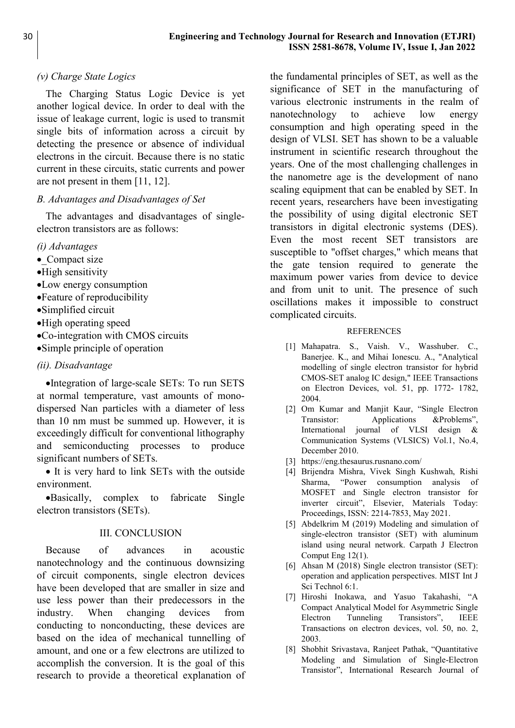*(v) Charge State Logics*

The Charging Status Logic Device is yet another logical device. In order to deal with the issue of leakage current, logic is used to transmit single bits of information across a circuit by detecting the presence or absence of individual electrons in the circuit. Because there is no static current in these circuits, static currents and power are not present in them [11, 12].

*B. Advantages and Disadvantages of Set*

The advantages and disadvantages of single-electron transistors are as follows:

*(i) Advantages*

- _Compact size
- High sensitivity
- Low energy consumption
- Feature of reproducibility
- Simplified circuit
- High operating speed
- Co-integration with CMOS circuits
- Simple principle of operation

*(ii). Disadvantage*

- Integration of large-scale SETs: To run SETS at normal temperature, vast amounts of mono-dispersed Nan particles with a diameter of less than 10 nm must be summed up. However, it is exceedingly difficult for conventional lithography and semiconducting processes to produce significant numbers of SETs.
- It is very hard to link SETs with the outside environment.
- Basically, complex to fabricate Single electron transistors (SETs).

## III. CONCLUSION

Because of advances in acoustic nanotechnology and the continuous downsizing of circuit components, single electron devices have been developed that are smaller in size and use less power than their predecessors in the industry. When changing devices from conducting to nonconducting, these devices are based on the idea of mechanical tunnelling of amount, and one or a few electrons are utilized to accomplish the conversion. It is the goal of this research to provide a theoretical explanation of the fundamental principles of SET, as well as the significance of SET in the manufacturing of various electronic instruments in the realm of nanotechnology to achieve low energy consumption and high operating speed in the design of VLSI. SET has shown to be a valuable instrument in scientific research throughout the years. One of the most challenging challenges in the nanometre age is the development of nano scaling equipment that can be enabled by SET. In recent years, researchers have been investigating the possibility of using digital electronic SET transistors in digital electronic systems (DES). Even the most recent SET transistors are susceptible to "offset charges," which means that the gate tension required to generate the maximum power varies from device to device and from unit to unit. The presence of such oscillations makes it impossible to construct complicated circuits.

## REFERENCES

[1] Mahapatra. S., Vaish. V., Wasshuber. C., Banerjee. K., and Mihai Ionescu. A., "Analytical modelling of single electron transistor for hybrid CMOS-SET analog IC design," IEEE Transactions on Electron Devices, vol. 51, pp. 1772- 1782, 2004.

[2] Om Kumar and Manjit Kaur, "Single Electron Transistor: Applications &Problems", International journal of VLSI design & Communication Systems (VLSICS) Vol.1, No.4, December 2010.

[3] https://eng.thesaurus.rusnano.com/

[4] Brijendra Mishra, Vivek Singh Kushwah, Rishi Sharma, "Power consumption analysis of MOSFET and Single electron transistor for inverter circuit", Elsevier, Materials Today: Proceedings, ISSN: 2214-7853, May 2021.

[5] Abdelkrim M (2019) Modeling and simulation of single-electron transistor (SET) with aluminum island using neural network. Carpath J Electron Comput Eng 12(1).

[6] Ahsan M (2018) Single electron transistor (SET): operation and application perspectives. MIST Int J Sci Technol 6:1.

[7] Hiroshi Inokawa, and Yasuo Takahashi, "A Compact Analytical Model for Asymmetric Single Electron Tunneling Transistors", IEEE Transactions on electron devices, vol. 50, no. 2, 2003.

[8] Shobhit Srivastava, Ranjeet Pathak, "Quantitative Modeling and Simulation of Single-Electron Transistor", International Research Journal of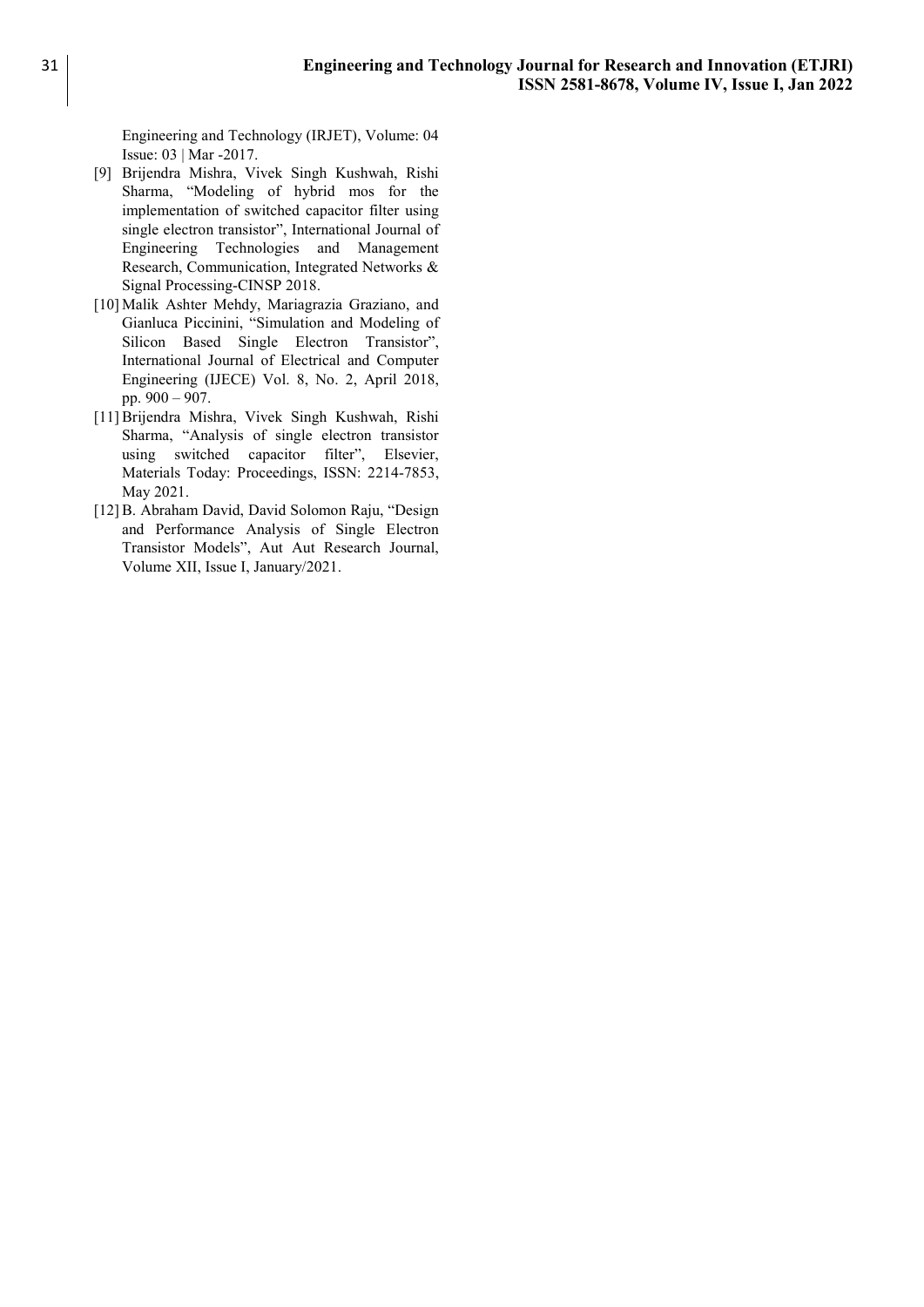Engineering and Technology (IRJET), Volume: 04 Issue: 03 | Mar -2017.

[9] Brijendra Mishra, Vivek Singh Kushwah, Rishi Sharma, "Modeling of hybrid mos for the implementation of switched capacitor filter using single electron transistor", International Journal of Engineering Technologies and Management Research, Communication, Integrated Networks & Signal Processing-CINSP 2018.

[10] Malik Ashter Mehdy, Mariagrazia Graziano, and Gianluca Piccinini, "Simulation and Modeling of Silicon Based Single Electron Transistor", International Journal of Electrical and Computer Engineering (IJECE) Vol. 8, No. 2, April 2018, pp. 900 – 907.

[11] Brijendra Mishra, Vivek Singh Kushwah, Rishi Sharma, "Analysis of single electron transistor using switched capacitor filter", Elsevier, Materials Today: Proceedings, ISSN: 2214-7853, May 2021.

[12] B. Abraham David, David Solomon Raju, "Design and Performance Analysis of Single Electron Transistor Models", Aut Aut Research Journal, Volume XII, Issue I, January/2021.